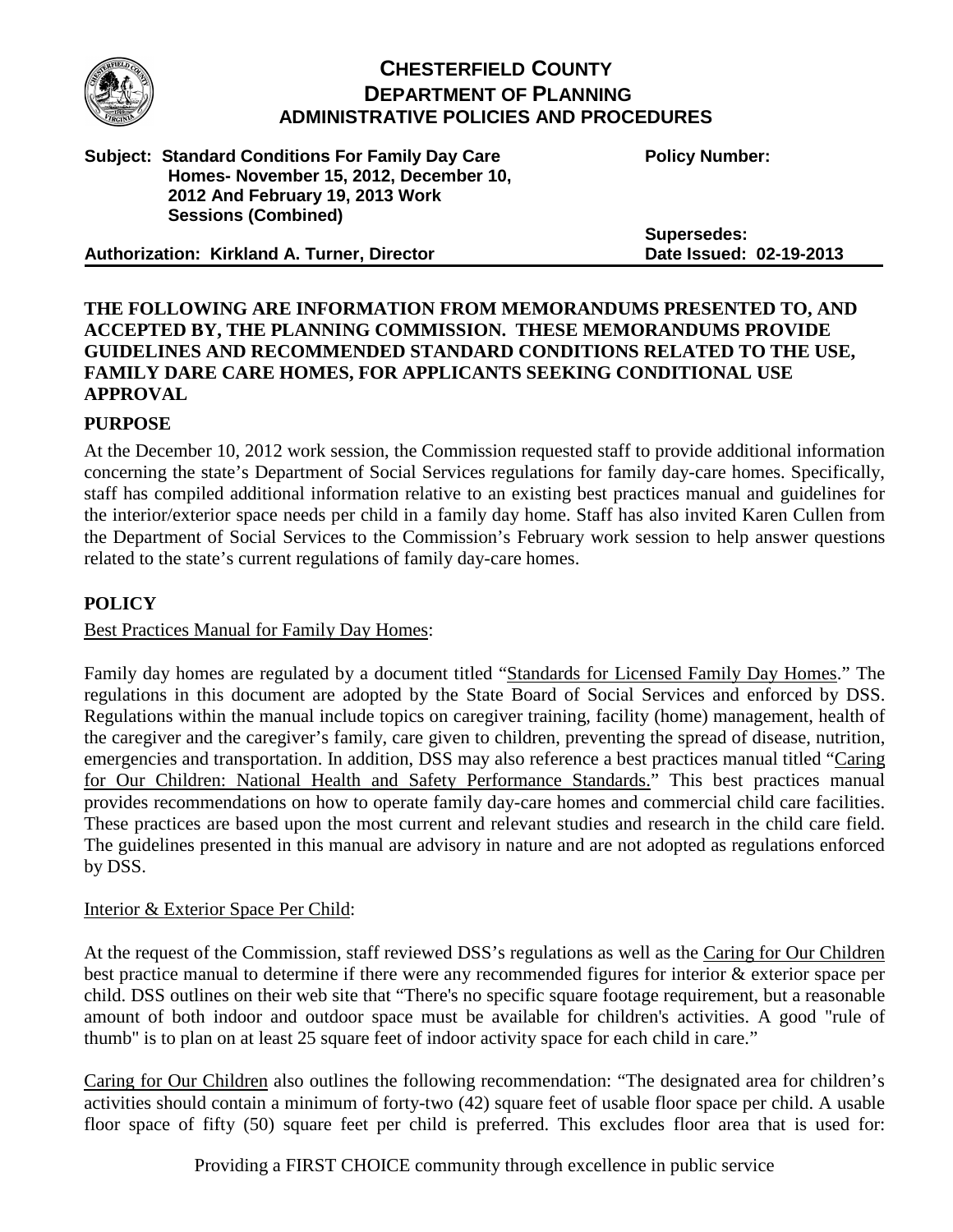# CHESTERFIELD COUNTY
## DEPARTMENT OF PLANNING
### ADMINISTRATIVE POLICIES AND PROCEDURES

**Subject: Standard Conditions For Family Day Care Homes- November 15, 2012, December 10, 2012 And February 19, 2013 Work Sessions (Combined)**

**Policy Number:**

**Supersedes:**

**Authorization: Kirkland A. Turner, Director**

**Date Issued: 02-19-2013**

**THE FOLLOWING ARE INFORMATION FROM MEMORANDUMS PRESENTED TO, AND ACCEPTED BY, THE PLANNING COMMISSION. THESE MEMORANDUMS PROVIDE GUIDELINES AND RECOMMENDED STANDARD CONDITIONS RELATED TO THE USE, FAMILY DARE CARE HOMES, FOR APPLICANTS SEEKING CONDITIONAL USE APPROVAL**

## PURPOSE

At the December 10, 2012 work session, the Commission requested staff to provide additional information concerning the state's Department of Social Services regulations for family day-care homes. Specifically, staff has compiled additional information relative to an existing best practices manual and guidelines for the interior/exterior space needs per child in a family day home. Staff has also invited Karen Cullen from the Department of Social Services to the Commission's February work session to help answer questions related to the state's current regulations of family day-care homes.

## POLICY

Best Practices Manual for Family Day Homes:

Family day homes are regulated by a document titled "Standards for Licensed Family Day Homes." The regulations in this document are adopted by the State Board of Social Services and enforced by DSS. Regulations within the manual include topics on caregiver training, facility (home) management, health of the caregiver and the caregiver's family, care given to children, preventing the spread of disease, nutrition, emergencies and transportation. In addition, DSS may also reference a best practices manual titled "Caring for Our Children: National Health and Safety Performance Standards." This best practices manual provides recommendations on how to operate family day-care homes and commercial child care facilities. These practices are based upon the most current and relevant studies and research in the child care field. The guidelines presented in this manual are advisory in nature and are not adopted as regulations enforced by DSS.

Interior & Exterior Space Per Child:

At the request of the Commission, staff reviewed DSS's regulations as well as the Caring for Our Children best practice manual to determine if there were any recommended figures for interior & exterior space per child. DSS outlines on their web site that "There's no specific square footage requirement, but a reasonable amount of both indoor and outdoor space must be available for children's activities. A good "rule of thumb" is to plan on at least 25 square feet of indoor activity space for each child in care."

Caring for Our Children also outlines the following recommendation: "The designated area for children's activities should contain a minimum of forty-two (42) square feet of usable floor space per child. A usable floor space of fifty (50) square feet per child is preferred. This excludes floor area that is used for: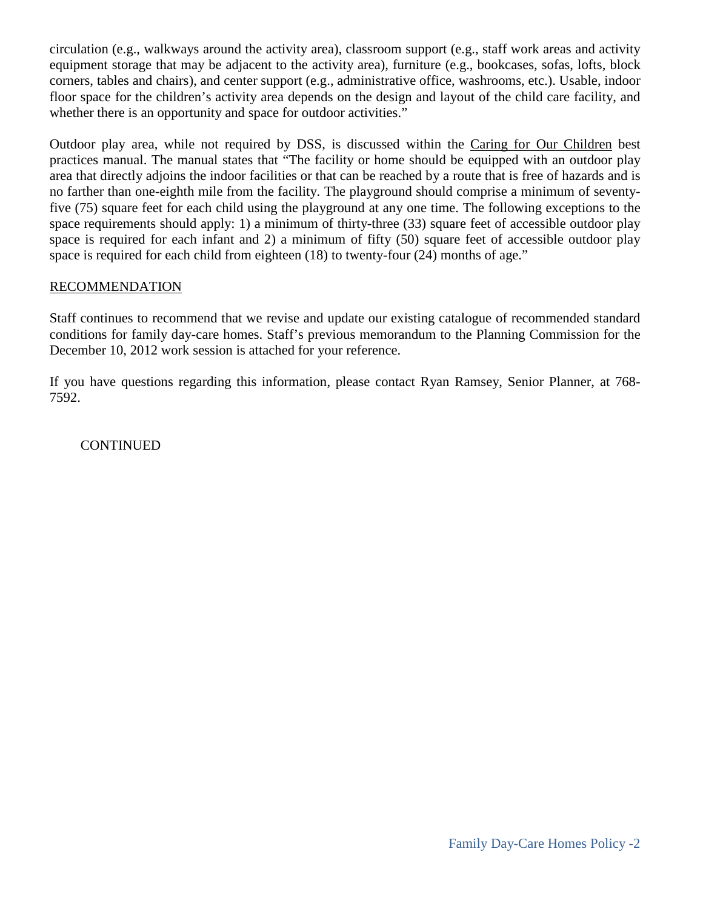circulation (e.g., walkways around the activity area), classroom support (e.g., staff work areas and activity equipment storage that may be adjacent to the activity area), furniture (e.g., bookcases, sofas, lofts, block corners, tables and chairs), and center support (e.g., administrative office, washrooms, etc.). Usable, indoor floor space for the children's activity area depends on the design and layout of the child care facility, and whether there is an opportunity and space for outdoor activities."

Outdoor play area, while not required by DSS, is discussed within the Caring for Our Children best practices manual. The manual states that "The facility or home should be equipped with an outdoor play area that directly adjoins the indoor facilities or that can be reached by a route that is free of hazards and is no farther than one-eighth mile from the facility. The playground should comprise a minimum of seventy-five (75) square feet for each child using the playground at any one time. The following exceptions to the space requirements should apply: 1) a minimum of thirty-three (33) square feet of accessible outdoor play space is required for each infant and 2) a minimum of fifty (50) square feet of accessible outdoor play space is required for each child from eighteen (18) to twenty-four (24) months of age."

RECOMMENDATION

Staff continues to recommend that we revise and update our existing catalogue of recommended standard conditions for family day-care homes. Staff's previous memorandum to the Planning Commission for the December 10, 2012 work session is attached for your reference.

If you have questions regarding this information, please contact Ryan Ramsey, Senior Planner, at 768-7592.

CONTINUED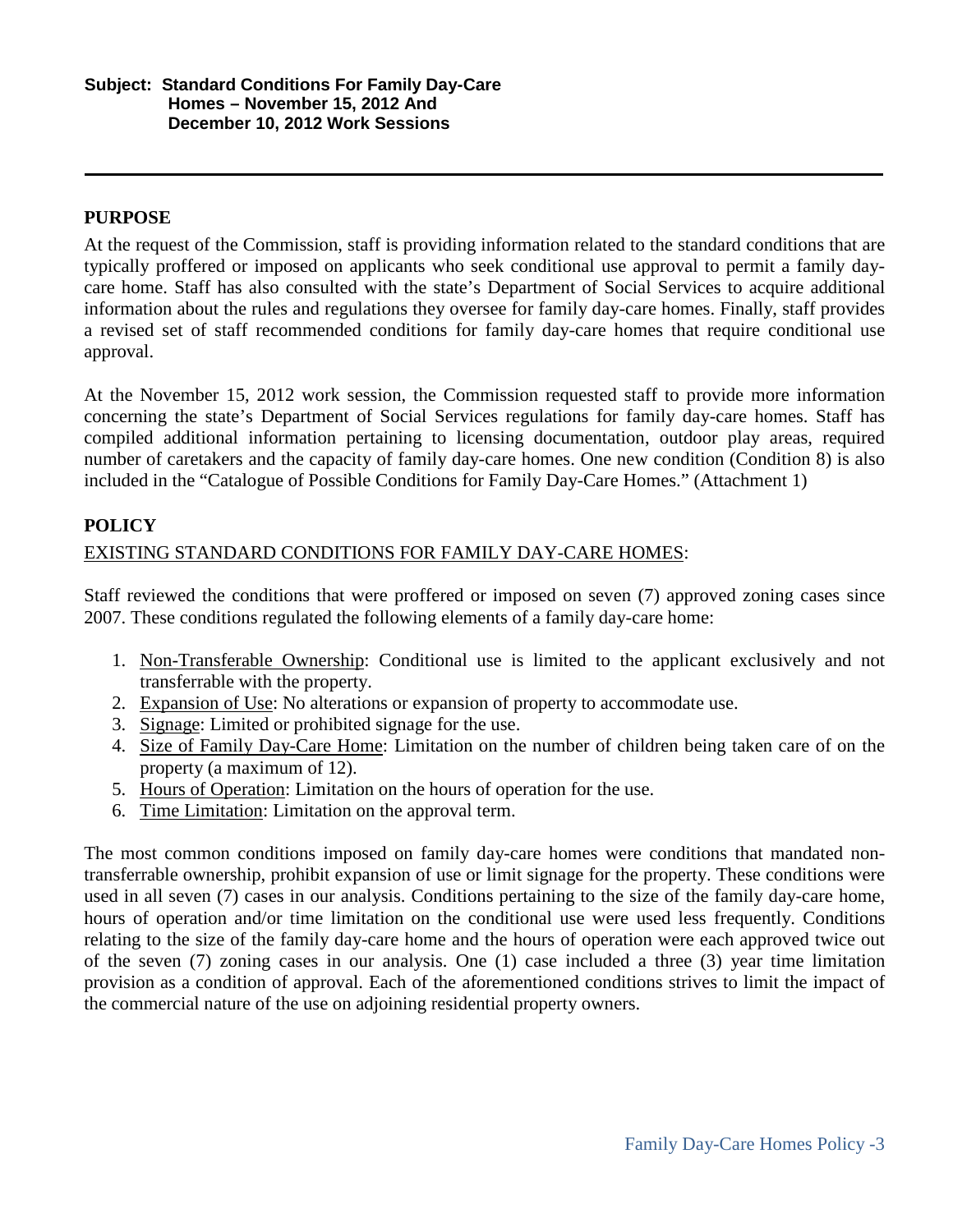**Subject: Standard Conditions For Family Day-Care Homes – November 15, 2012 And December 10, 2012 Work Sessions**

---

## PURPOSE

At the request of the Commission, staff is providing information related to the standard conditions that are typically proffered or imposed on applicants who seek conditional use approval to permit a family day-care home. Staff has also consulted with the state's Department of Social Services to acquire additional information about the rules and regulations they oversee for family day-care homes. Finally, staff provides a revised set of staff recommended conditions for family day-care homes that require conditional use approval.

At the November 15, 2012 work session, the Commission requested staff to provide more information concerning the state's Department of Social Services regulations for family day-care homes. Staff has compiled additional information pertaining to licensing documentation, outdoor play areas, required number of caretakers and the capacity of family day-care homes. One new condition (Condition 8) is also included in the "Catalogue of Possible Conditions for Family Day-Care Homes." (Attachment 1)

## POLICY

EXISTING STANDARD CONDITIONS FOR FAMILY DAY-CARE HOMES:

Staff reviewed the conditions that were proffered or imposed on seven (7) approved zoning cases since 2007. These conditions regulated the following elements of a family day-care home:

1. Non-Transferable Ownership: Conditional use is limited to the applicant exclusively and not transferrable with the property.
2. Expansion of Use: No alterations or expansion of property to accommodate use.
3. Signage: Limited or prohibited signage for the use.
4. Size of Family Day-Care Home: Limitation on the number of children being taken care of on the property (a maximum of 12).
5. Hours of Operation: Limitation on the hours of operation for the use.
6. Time Limitation: Limitation on the approval term.

The most common conditions imposed on family day-care homes were conditions that mandated non-transferrable ownership, prohibit expansion of use or limit signage for the property. These conditions were used in all seven (7) cases in our analysis. Conditions pertaining to the size of the family day-care home, hours of operation and/or time limitation on the conditional use were used less frequently. Conditions relating to the size of the family day-care home and the hours of operation were each approved twice out of the seven (7) zoning cases in our analysis. One (1) case included a three (3) year time limitation provision as a condition of approval. Each of the aforementioned conditions strives to limit the impact of the commercial nature of the use on adjoining residential property owners.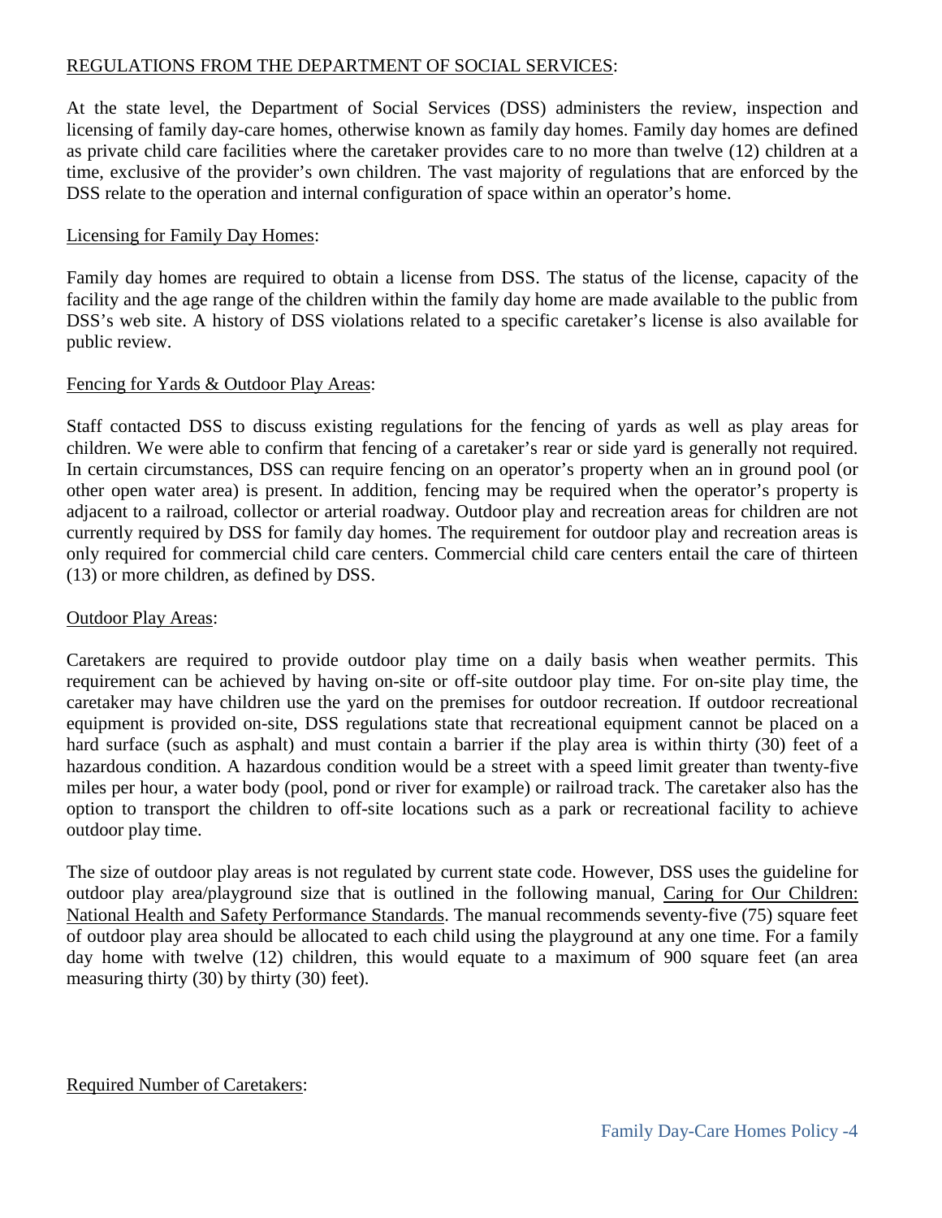## REGULATIONS FROM THE DEPARTMENT OF SOCIAL SERVICES:

At the state level, the Department of Social Services (DSS) administers the review, inspection and licensing of family day-care homes, otherwise known as family day homes. Family day homes are defined as private child care facilities where the caretaker provides care to no more than twelve (12) children at a time, exclusive of the provider's own children. The vast majority of regulations that are enforced by the DSS relate to the operation and internal configuration of space within an operator's home.

### Licensing for Family Day Homes:

Family day homes are required to obtain a license from DSS. The status of the license, capacity of the facility and the age range of the children within the family day home are made available to the public from DSS's web site. A history of DSS violations related to a specific caretaker's license is also available for public review.

### Fencing for Yards & Outdoor Play Areas:

Staff contacted DSS to discuss existing regulations for the fencing of yards as well as play areas for children. We were able to confirm that fencing of a caretaker's rear or side yard is generally not required. In certain circumstances, DSS can require fencing on an operator's property when an in ground pool (or other open water area) is present. In addition, fencing may be required when the operator's property is adjacent to a railroad, collector or arterial roadway. Outdoor play and recreation areas for children are not currently required by DSS for family day homes. The requirement for outdoor play and recreation areas is only required for commercial child care centers. Commercial child care centers entail the care of thirteen (13) or more children, as defined by DSS.

### Outdoor Play Areas:

Caretakers are required to provide outdoor play time on a daily basis when weather permits. This requirement can be achieved by having on-site or off-site outdoor play time. For on-site play time, the caretaker may have children use the yard on the premises for outdoor recreation. If outdoor recreational equipment is provided on-site, DSS regulations state that recreational equipment cannot be placed on a hard surface (such as asphalt) and must contain a barrier if the play area is within thirty (30) feet of a hazardous condition. A hazardous condition would be a street with a speed limit greater than twenty-five miles per hour, a water body (pool, pond or river for example) or railroad track. The caretaker also has the option to transport the children to off-site locations such as a park or recreational facility to achieve outdoor play time.

The size of outdoor play areas is not regulated by current state code. However, DSS uses the guideline for outdoor play area/playground size that is outlined in the following manual, Caring for Our Children: National Health and Safety Performance Standards. The manual recommends seventy-five (75) square feet of outdoor play area should be allocated to each child using the playground at any one time. For a family day home with twelve (12) children, this would equate to a maximum of 900 square feet (an area measuring thirty (30) by thirty (30) feet).

### Required Number of Caretakers: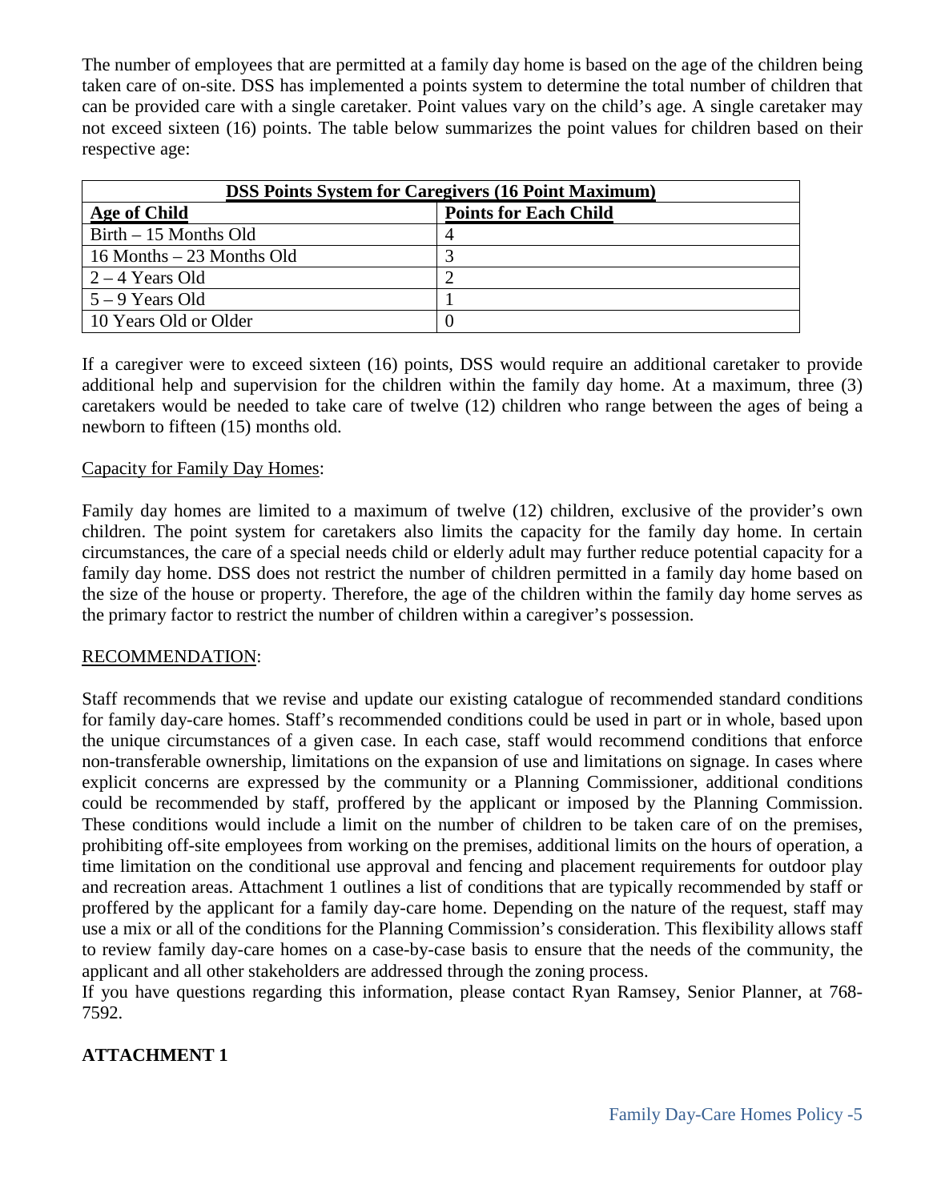The number of employees that are permitted at a family day home is based on the age of the children being taken care of on-site. DSS has implemented a points system to determine the total number of children that can be provided care with a single caretaker. Point values vary on the child's age. A single caretaker may not exceed sixteen (16) points. The table below summarizes the point values for children based on their respective age:

| **DSS Points System for Caregivers (16 Point Maximum)** | |
|---|---|
| **Age of Child** | **Points for Each Child** |
| Birth – 15 Months Old | 4 |
| 16 Months – 23 Months Old | 3 |
| 2 – 4 Years Old | 2 |
| 5 – 9 Years Old | 1 |
| 10 Years Old or Older | 0 |

If a caregiver were to exceed sixteen (16) points, DSS would require an additional caretaker to provide additional help and supervision for the children within the family day home. At a maximum, three (3) caretakers would be needed to take care of twelve (12) children who range between the ages of being a newborn to fifteen (15) months old.

Capacity for Family Day Homes:

Family day homes are limited to a maximum of twelve (12) children, exclusive of the provider's own children. The point system for caretakers also limits the capacity for the family day home. In certain circumstances, the care of a special needs child or elderly adult may further reduce potential capacity for a family day home. DSS does not restrict the number of children permitted in a family day home based on the size of the house or property. Therefore, the age of the children within the family day home serves as the primary factor to restrict the number of children within a caregiver's possession.

RECOMMENDATION:

Staff recommends that we revise and update our existing catalogue of recommended standard conditions for family day-care homes. Staff's recommended conditions could be used in part or in whole, based upon the unique circumstances of a given case. In each case, staff would recommend conditions that enforce non-transferable ownership, limitations on the expansion of use and limitations on signage. In cases where explicit concerns are expressed by the community or a Planning Commissioner, additional conditions could be recommended by staff, proffered by the applicant or imposed by the Planning Commission. These conditions would include a limit on the number of children to be taken care of on the premises, prohibiting off-site employees from working on the premises, additional limits on the hours of operation, a time limitation on the conditional use approval and fencing and placement requirements for outdoor play and recreation areas. Attachment 1 outlines a list of conditions that are typically recommended by staff or proffered by the applicant for a family day-care home. Depending on the nature of the request, staff may use a mix or all of the conditions for the Planning Commission's consideration. This flexibility allows staff to review family day-care homes on a case-by-case basis to ensure that the needs of the community, the applicant and all other stakeholders are addressed through the zoning process.

If you have questions regarding this information, please contact Ryan Ramsey, Senior Planner, at 768-7592.

**ATTACHMENT 1**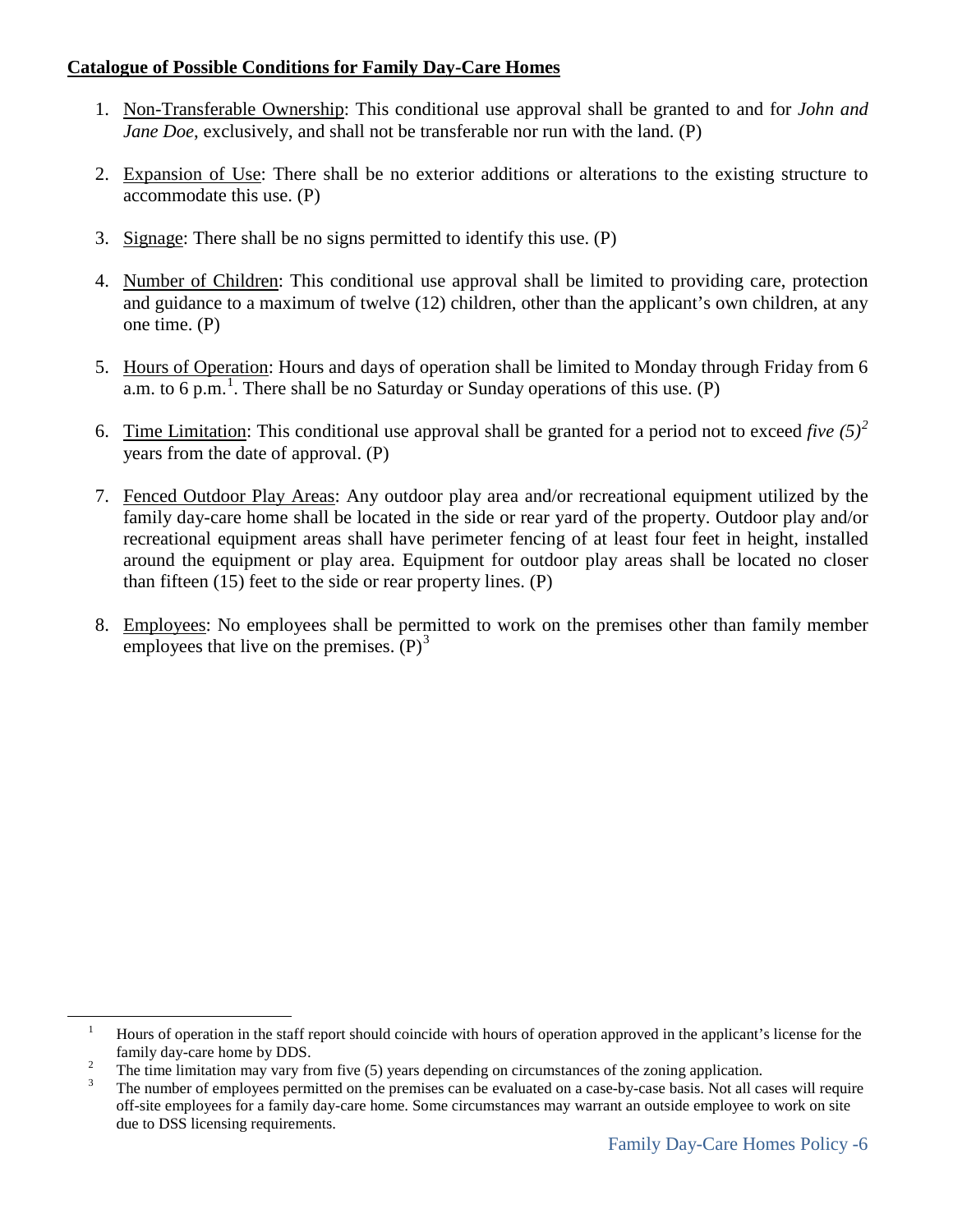**Catalogue of Possible Conditions for Family Day-Care Homes**

1. Non-Transferable Ownership: This conditional use approval shall be granted to and for *John and Jane Doe*, exclusively, and shall not be transferable nor run with the land. (P)

2. Expansion of Use: There shall be no exterior additions or alterations to the existing structure to accommodate this use. (P)

3. Signage: There shall be no signs permitted to identify this use. (P)

4. Number of Children: This conditional use approval shall be limited to providing care, protection and guidance to a maximum of twelve (12) children, other than the applicant's own children, at any one time. (P)

5. Hours of Operation: Hours and days of operation shall be limited to Monday through Friday from 6 a.m. to 6 p.m.[1]. There shall be no Saturday or Sunday operations of this use. (P)

6. Time Limitation: This conditional use approval shall be granted for a period not to exceed *five (5)*[2] years from the date of approval. (P)

7. Fenced Outdoor Play Areas: Any outdoor play area and/or recreational equipment utilized by the family day-care home shall be located in the side or rear yard of the property. Outdoor play and/or recreational equipment areas shall have perimeter fencing of at least four feet in height, installed around the equipment or play area. Equipment for outdoor play areas shall be located no closer than fifteen (15) feet to the side or rear property lines. (P)

8. Employees: No employees shall be permitted to work on the premises other than family member employees that live on the premises. (P)[3]

---

[1] Hours of operation in the staff report should coincide with hours of operation approved in the applicant's license for the family day-care home by DDS.

[2] The time limitation may vary from five (5) years depending on circumstances of the zoning application.

[3] The number of employees permitted on the premises can be evaluated on a case-by-case basis. Not all cases will require off-site employees for a family day-care home. Some circumstances may warrant an outside employee to work on site due to DSS licensing requirements.